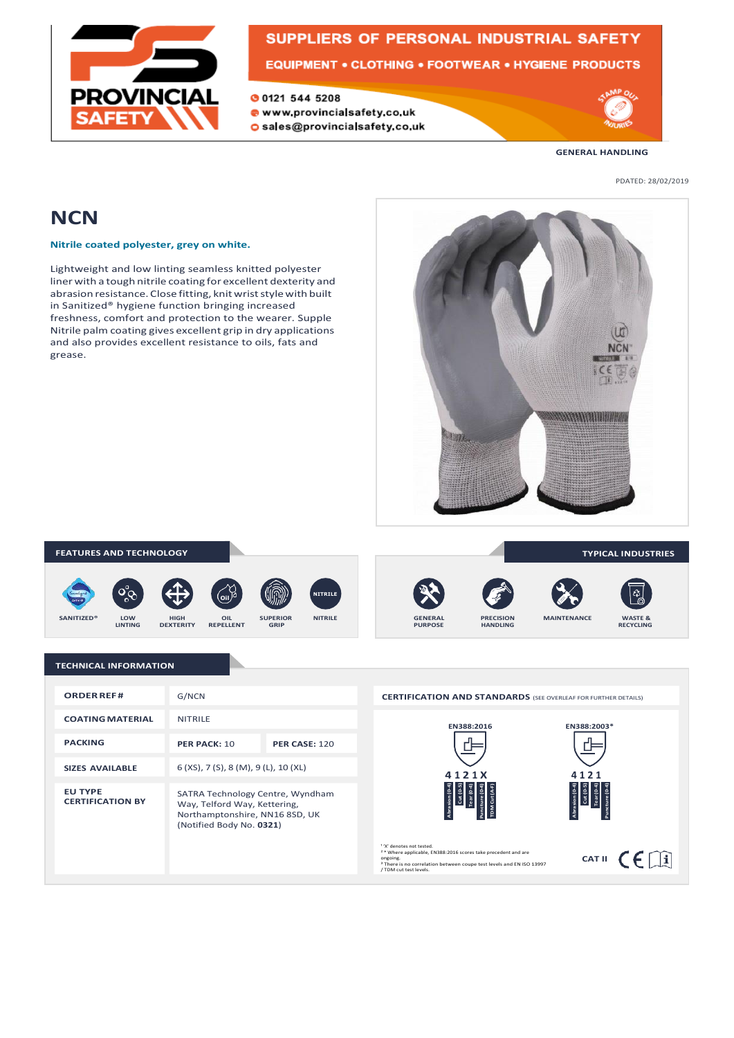PROVINCIAL SAFETY

SUPPLIERS OF PERSONAL INDUSTRIAL SAFETY

EQUIPMENT • CLOTHING • FOOTWEAR • HYGIENE PRODUCTS

0121 544 5208
www.provincialsafety.co.uk
sales@provincialsafety.co.uk

GENERAL HANDLING

PDATED: 28/02/2019

# NCN

**Nitrile coated polyester, grey on white.**

Lightweight and low linting seamless knitted polyester liner with a tough nitrile coating for excellent dexterity and abrasion resistance. Close fitting, knit wrist style with built in Sanitized® hygiene function bringing increased freshness, comfort and protection to the wearer. Supple Nitrile palm coating gives excellent grip in dry applications and also provides excellent resistance to oils, fats and grease.

## FEATURES AND TECHNOLOGY

- SANITIZED®
- LOW LINTING
- HIGH DEXTERITY
- OIL REPELLENT
- SUPERIOR GRIP
- NITRILE

## TYPICAL INDUSTRIES

- GENERAL PURPOSE
- PRECISION HANDLING
- MAINTENANCE
- WASTE & RECYCLING

## TECHNICAL INFORMATION

| | | |
|---|---|---|
| **ORDER REF#** | G/NCN | |
| **COATING MATERIAL** | NITRILE | |
| **PACKING** | **PER PACK:** 10 | **PER CASE:** 120 |
| **SIZES AVAILABLE** | 6 (XS), 7 (S), 8 (M), 9 (L), 10 (XL) | |
| **EU TYPE CERTIFICATION BY** | SATRA Technology Centre, Wyndham Way, Telford Way, Kettering, Northamptonshire, NN16 8SD, UK (Notified Body No. **0321**) | |

**CERTIFICATION AND STANDARDS** (SEE OVERLEAF FOR FURTHER DETAILS)

| EN388:2016 | EN388:2003* |
|---|---|
| 4 1 2 1 X | 4 1 2 1 |
| Abrasion (0-4), Cut (0-5), Tear (0-4), Puncture (0-4), TDM Cut (A-F) | Abrasion (0-4), Cut (0-5), Tear (0-4), Puncture (0-4) |

[1] 'X' denotes not tested.
[2] * Where applicable, EN388:2016 scores take precedent and are ongoing.
[3] There is no correlation between coupe test levels and EN ISO 13997 / TDM cut test levels.

CAT II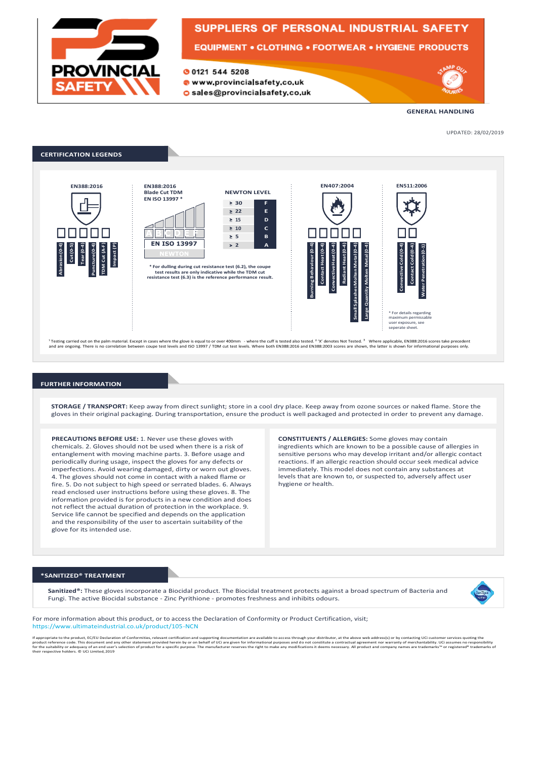PROVINCIAL SAFETY

**SUPPLIERS OF PERSONAL INDUSTRIAL SAFETY**

**EQUIPMENT • CLOTHING • FOOTWEAR • HYGIENE PRODUCTS**

0121 544 5208
www.provincialsafety.co.uk
sales@provincialsafety.co.uk

**GENERAL HANDLING**

UPDATED: 28/02/2019

## CERTIFICATION LEGENDS

**EN388:2016**

Abrasion (0-4)
Cut (0-5)
Tear (0-4)
Puncture (0-4)
TDM Cut (A-F)
Impact (P)

**EN388:2016**
**Blade Cut TDM**
**EN ISO 13997 ***

A B C D E F

EN ISO 13997

NEWTON

**NEWTON LEVEL**

| | |
|---|---|
| ≥ 30 | F |
| ≥ 22 | E |
| ≥ 15 | D |
| ≥ 10 | C |
| ≥ 5 | B |
| ≥ 2 | A |

* For dulling during cut resistance test (6.2), the coupe test results are only indicative while the TDM cut resistance test (6.3) is the reference performance result.

**EN407:2004**

Burning Behaviour (0-4)
Contact Heat (0-4)
Convective Heat (0-4)
Radiant Heat (0-4)
Small Splashes Molten Metal (0-4)
Large Quantity Molten Metal (0-4)

**EN511:2006**

Convective Cold (0-4)
Contact Cold (0-4)
Water Penetration (0-1)

* For details regarding maximum permissable user exposure, see seperate sheet.

[1] Testing carried out on the palm material. Except in cases where the glove is equal to or over 400mm - where the cuff is tested also tested. [2] 'X' denotes Not Tested. [3] Where applicable, EN388:2016 scores take precedent and are ongoing. There is no correlation between coupe test levels and ISO 13997 / TDM cut test levels. Where both EN388:2016 and EN388:2003 scores are shown, the latter is shown for informational purposes only.

## FURTHER INFORMATION

**STORAGE / TRANSPORT:** Keep away from direct sunlight; store in a cool dry place. Keep away from ozone sources or naked flame. Store the gloves in their original packaging. During transportation, ensure the product is well packaged and protected in order to prevent any damage.

**PRECAUTIONS BEFORE USE:** 1. Never use these gloves with chemicals. 2. Gloves should not be used when there is a risk of entanglement with moving machine parts. 3. Before usage and periodically during usage, inspect the gloves for any defects or imperfections. Avoid wearing damaged, dirty or worn out gloves. 4. The gloves should not come in contact with a naked flame or fire. 5. Do not subject to high speed or serrated blades. 6. Always read enclosed user instructions before using these gloves. 8. The information provided is for products in a new condition and does not reflect the actual duration of protection in the workplace. 9. Service life cannot be specified and depends on the application and the responsibility of the user to ascertain suitability of the glove for its intended use.

**CONSTITUENTS / ALLERGIES:** Some gloves may contain ingredients which are known to be a possible cause of allergies in sensitive persons who may develop irritant and/or allergic contact reactions. If an allergic reaction should occur seek medical advice immediately. This model does not contain any substances at levels that are known to, or suspected to, adversely affect user hygiene or health.

## *SANITIZED® TREATMENT

**Sanitized®:** These gloves incorporate a Biocidal product. The Biocidal treatment protects against a broad spectrum of Bacteria and Fungi. The active Biocidal substance - Zinc Pyrithione - promotes freshness and inhibits odours.

For more information about this product, or to access the Declaration of Conformity or Product Certification, visit;
https://www.ultimateindustrial.co.uk/product/105-NCN

If appropriate to the product, EC/EU Declaration of Conformities, relevant certification and supporting documentation are available to access through your distributor, at the above web address(s) or by contacting UCi customer services quoting the product reference code. This document and any other statement provided herein by or on behalf of UCi are given for informational purposes and do not constitute a contractual agreement nor warranty of merchantability. UCi assumes no responsibility for the suitability or adequacy of an end user's selection of product for a specific purpose. The manufacturer reserves the right to make any modifications it deems necessary. All product and company names are trademarks™ or registered® trademarks of their respective holders. © UCi Limited, 2019